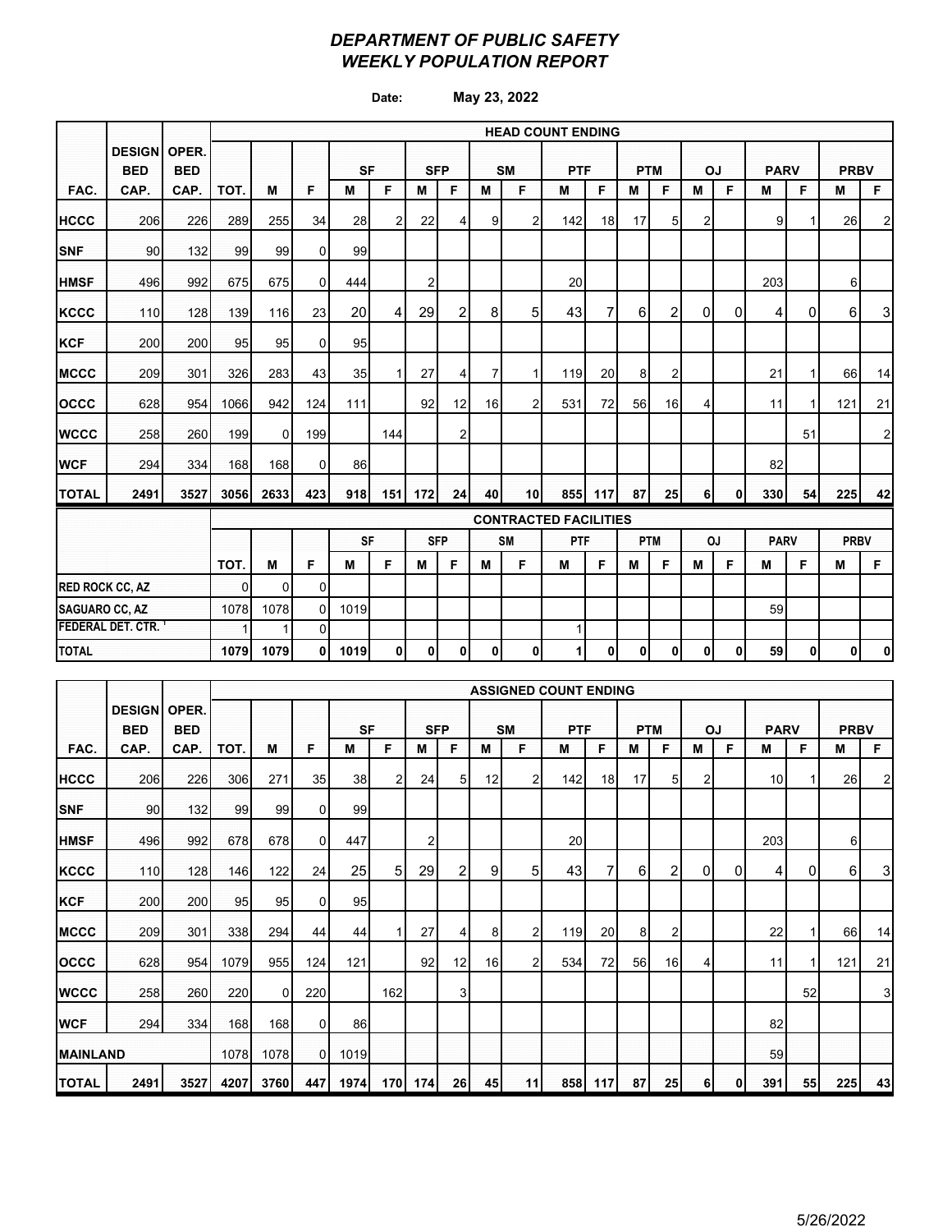# DEPARTMENT OF PUBLIC SAFETY
# WEEKLY POPULATION REPORT

**Date:** May 23, 2022

| | DESIGN | OPER. | HEAD COUNT ENDING | | | | | | | | | | | | | | | | | | |
|---|---|---|---|---|---|---|---|---|---|---|---|---|---|---|---|---|---|---|---|---|---|
| | BED | BED | | | | SF | | SFP | | SM | | PTF | | PTM | | OJ | | PARV | | PRBV | |
| FAC. | CAP. | CAP. | TOT. | M | F | M | F | M | F | M | F | M | F | M | F | M | F | M | F | M | F |
| HCCC | 206 | 226 | 289 | 255 | 34 | 28 | 2 | 22 | 4 | 9 | 2 | 142 | 18 | 17 | 5 | 2 | | 9 | 1 | 26 | 2 |
| SNF | 90 | 132 | 99 | 99 | 0 | 99 | | | | | | | | | | | | | | | |
| HMSF | 496 | 992 | 675 | 675 | 0 | 444 | | 2 | | | | 20 | | | | | | 203 | | 6 | |
| KCCC | 110 | 128 | 139 | 116 | 23 | 20 | 4 | 29 | 2 | 8 | 5 | 43 | 7 | 6 | 2 | 0 | 0 | 4 | 0 | 6 | 3 |
| KCF | 200 | 200 | 95 | 95 | 0 | 95 | | | | | | | | | | | | | | | |
| MCCC | 209 | 301 | 326 | 283 | 43 | 35 | 1 | 27 | 4 | 7 | 1 | 119 | 20 | 8 | 2 | | | 21 | 1 | 66 | 14 |
| OCCC | 628 | 954 | 1066 | 942 | 124 | 111 | | 92 | 12 | 16 | 2 | 531 | 72 | 56 | 16 | 4 | | 11 | 1 | 121 | 21 |
| WCCC | 258 | 260 | 199 | 0 | 199 | | 144 | | 2 | | | | | | | | | | 51 | | 2 |
| WCF | 294 | 334 | 168 | 168 | 0 | 86 | | | | | | | | | | | | 82 | | | |
| **TOTAL** | **2491** | **3527** | **3056** | **2633** | **423** | **918** | **151** | **172** | **24** | **40** | **10** | **855** | **117** | **87** | **25** | **6** | **0** | **330** | **54** | **225** | **42** |

| | CONTRACTED FACILITIES | | | | | | | | | | | | | | | | | | |
|---|---|---|---|---|---|---|---|---|---|---|---|---|---|---|---|---|---|---|---|
| | | | | SF | | SFP | | SM | | PTF | | PTM | | OJ | | PARV | | PRBV | |
| | TOT. | M | F | M | F | M | F | M | F | M | F | M | F | M | F | M | F | M | F |
| RED ROCK CC, AZ | 0 | 0 | 0 | | | | | | | | | | | | | | | | |
| SAGUARO CC, AZ | 1078 | 1078 | 0 | 1019 | | | | | | | | | | | | 59 | | | |
| FEDERAL DET. CTR. [1] | 1 | 1 | 0 | | | | | | | 1 | | | | | | | | | |
| **TOTAL** | **1079** | **1079** | **0** | **1019** | **0** | **0** | **0** | **0** | **0** | **1** | **0** | **0** | **0** | **0** | **0** | **59** | **0** | **0** | **0** |

| | DESIGN | OPER. | ASSIGNED COUNT ENDING | | | | | | | | | | | | | | | | | | |
|---|---|---|---|---|---|---|---|---|---|---|---|---|---|---|---|---|---|---|---|---|---|
| | BED | BED | | | | SF | | SFP | | SM | | PTF | | PTM | | OJ | | PARV | | PRBV | |
| FAC. | CAP. | CAP. | TOT. | M | F | M | F | M | F | M | F | M | F | M | F | M | F | M | F | M | F |
| HCCC | 206 | 226 | 306 | 271 | 35 | 38 | 2 | 24 | 5 | 12 | 2 | 142 | 18 | 17 | 5 | 2 | | 10 | 1 | 26 | 2 |
| SNF | 90 | 132 | 99 | 99 | 0 | 99 | | | | | | | | | | | | | | | |
| HMSF | 496 | 992 | 678 | 678 | 0 | 447 | | 2 | | | | 20 | | | | | | 203 | | 6 | |
| KCCC | 110 | 128 | 146 | 122 | 24 | 25 | 5 | 29 | 2 | 9 | 5 | 43 | 7 | 6 | 2 | 0 | 0 | 4 | 0 | 6 | 3 |
| KCF | 200 | 200 | 95 | 95 | 0 | 95 | | | | | | | | | | | | | | | |
| MCCC | 209 | 301 | 338 | 294 | 44 | 44 | 1 | 27 | 4 | 8 | 2 | 119 | 20 | 8 | 2 | | | 22 | 1 | 66 | 14 |
| OCCC | 628 | 954 | 1079 | 955 | 124 | 121 | | 92 | 12 | 16 | 2 | 534 | 72 | 56 | 16 | 4 | | 11 | 1 | 121 | 21 |
| WCCC | 258 | 260 | 220 | 0 | 220 | | 162 | | 3 | | | | | | | | | | 52 | | 3 |
| WCF | 294 | 334 | 168 | 168 | 0 | 86 | | | | | | | | | | | | 82 | | | |
| MAINLAND | | | 1078 | 1078 | 0 | 1019 | | | | | | | | | | | | 59 | | | |
| **TOTAL** | **2491** | **3527** | **4207** | **3760** | **447** | **1974** | **170** | **174** | **26** | **45** | **11** | **858** | **117** | **87** | **25** | **6** | **0** | **391** | **55** | **225** | **43** |

5/26/2022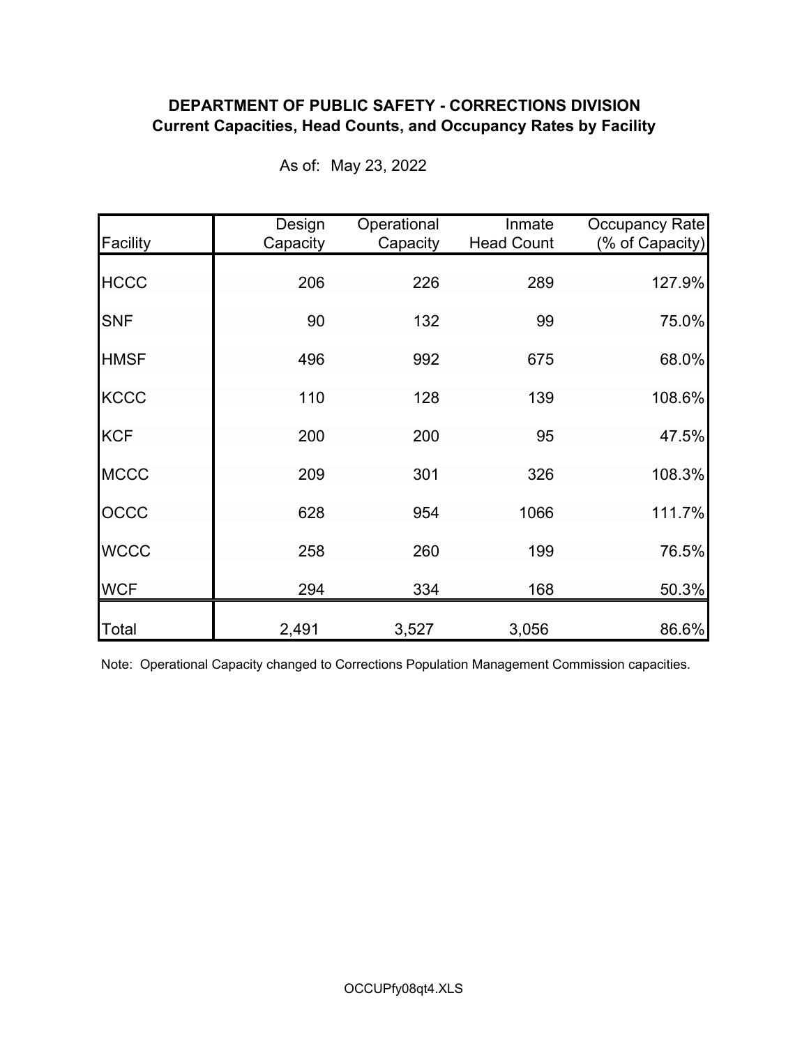**DEPARTMENT OF PUBLIC SAFETY - CORRECTIONS DIVISION**
**Current Capacities, Head Counts, and Occupancy Rates by Facility**

As of: May 23, 2022

| Facility | Design Capacity | Operational Capacity | Inmate Head Count | Occupancy Rate (% of Capacity) |
|---|---|---|---|---|
| HCCC | 206 | 226 | 289 | 127.9% |
| SNF | 90 | 132 | 99 | 75.0% |
| HMSF | 496 | 992 | 675 | 68.0% |
| KCCC | 110 | 128 | 139 | 108.6% |
| KCF | 200 | 200 | 95 | 47.5% |
| MCCC | 209 | 301 | 326 | 108.3% |
| OCCC | 628 | 954 | 1066 | 111.7% |
| WCCC | 258 | 260 | 199 | 76.5% |
| WCF | 294 | 334 | 168 | 50.3% |
| Total | 2,491 | 3,527 | 3,056 | 86.6% |

Note: Operational Capacity changed to Corrections Population Management Commission capacities.

OCCUPfy08qt4.XLS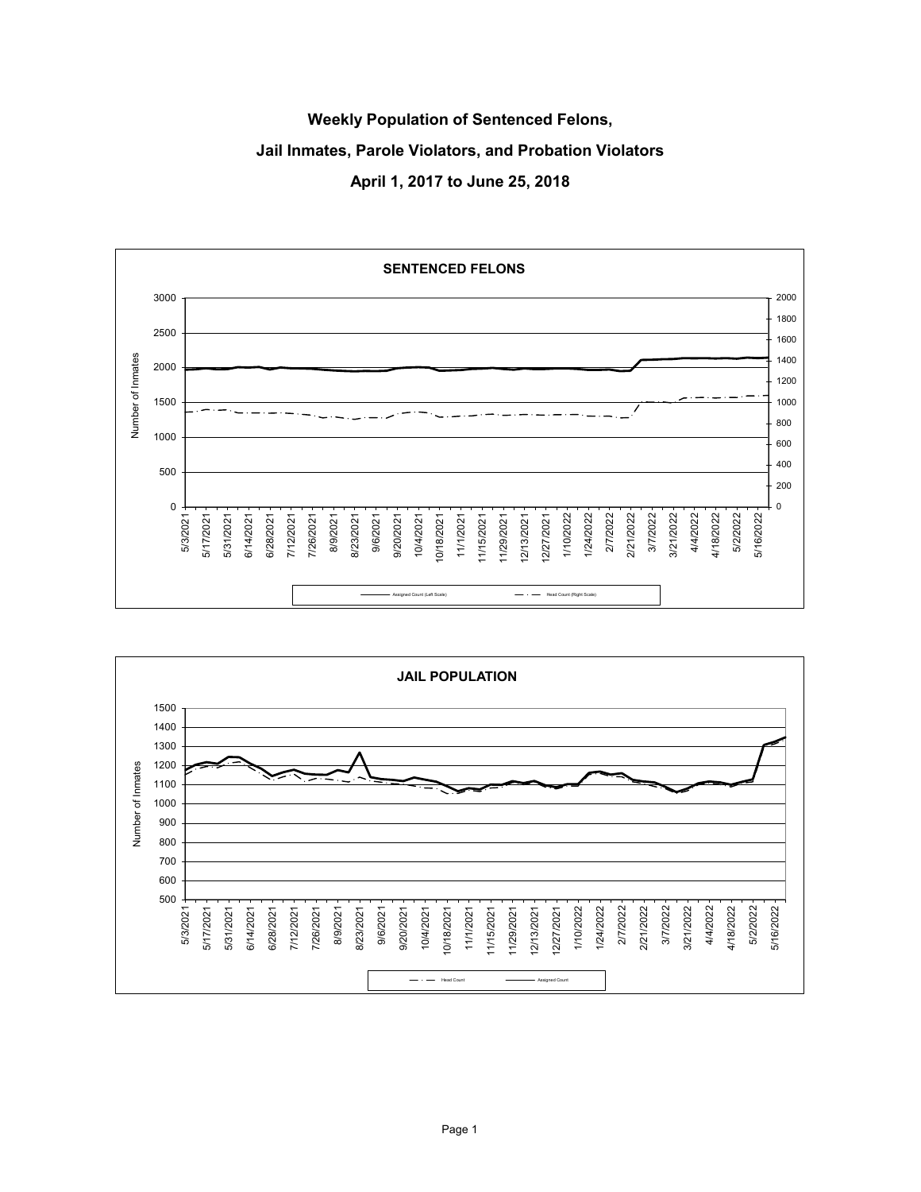# Weekly Population of Sentenced Felons, Jail Inmates, Parole Violators, and Probation Violators

## April 1, 2017 to June 25, 2018

**SENTENCED FELONS**

Number of Inmates

Left scale: 0, 500, 1000, 1500, 2000, 2500, 3000

Right scale: 0, 200, 400, 600, 800, 1000, 1200, 1400, 1600, 1800, 2000

5/3/2021, 5/17/2021, 5/31/2021, 6/14/2021, 6/28/2021, 7/12/2021, 7/26/2021, 8/9/2021, 8/23/2021, 9/6/2021, 9/20/2021, 10/4/2021, 10/18/2021, 11/1/2021, 11/15/2021, 11/29/2021, 12/13/2021, 12/27/2021, 1/10/2022, 1/24/2022, 2/7/2022, 2/21/2022, 3/7/2022, 3/21/2022, 4/4/2022, 4/18/2022, 5/2/2022, 5/16/2022

Assigned Count (Left Scale) — Head Count (Right Scale)

**JAIL POPULATION**

Number of Inmates

500, 600, 700, 800, 900, 1000, 1100, 1200, 1300, 1400, 1500

5/3/2021, 5/17/2021, 5/31/2021, 6/14/2021, 6/28/2021, 7/12/2021, 7/26/2021, 8/9/2021, 8/23/2021, 9/6/2021, 9/20/2021, 10/4/2021, 10/18/2021, 11/1/2021, 11/15/2021, 11/29/2021, 12/13/2021, 12/27/2021, 1/10/2022, 1/24/2022, 2/7/2022, 2/21/2022, 3/7/2022, 3/21/2022, 4/4/2022, 4/18/2022, 5/2/2022, 5/16/2022

Head Count — Assigned Count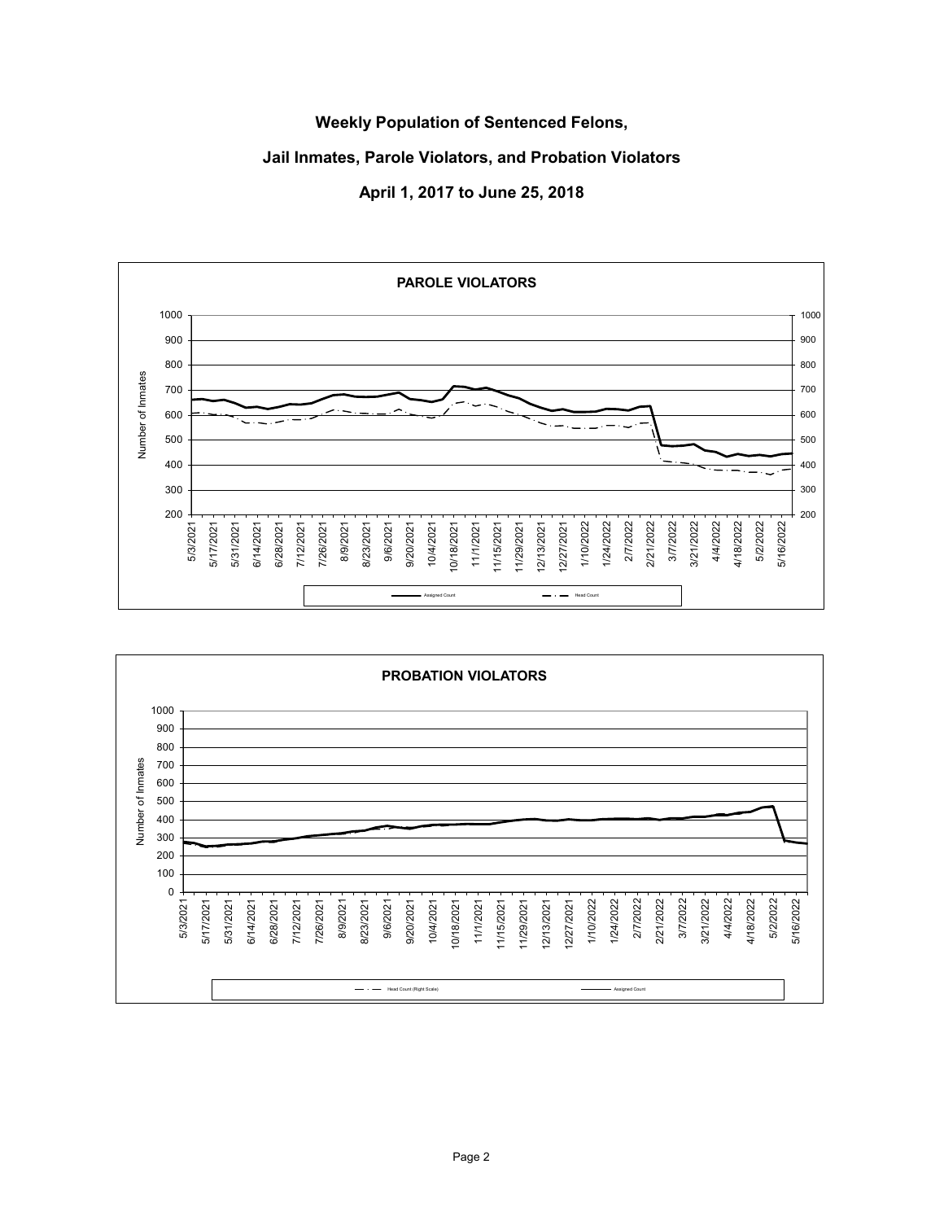# Weekly Population of Sentenced Felons,

# Jail Inmates, Parole Violators, and Probation Violators

# April 1, 2017 to June 25, 2018

PAROLE VIOLATORS

Number of Inmates

1000
900
800
700
600
500
400
300
200

5/3/2021 5/17/2021 5/31/2021 6/14/2021 6/28/2021 7/12/2021 7/26/2021 8/9/2021 8/23/2021 9/6/2021 9/20/2021 10/4/2021 10/18/2021 11/1/2021 11/15/2021 11/29/2021 12/13/2021 12/27/2021 1/10/2022 1/24/2022 2/7/2022 2/21/2022 3/7/2022 3/21/2022 4/4/2022 4/18/2022 5/2/2022 5/16/2022

Assigned Count
Head Count

PROBATION VIOLATORS

Number of Inmates

1000
900
800
700
600
500
400
300
200
100
0

5/3/2021 5/17/2021 5/31/2021 6/14/2021 6/28/2021 7/12/2021 7/26/2021 8/9/2021 8/23/2021 9/6/2021 9/20/2021 10/4/2021 10/18/2021 11/1/2021 11/15/2021 11/29/2021 12/13/2021 12/27/2021 1/10/2022 1/24/2022 2/7/2022 2/21/2022 3/7/2022 3/21/2022 4/4/2022 4/18/2022 5/2/2022 5/16/2022

Head Count (Right Scale)
Assigned Count